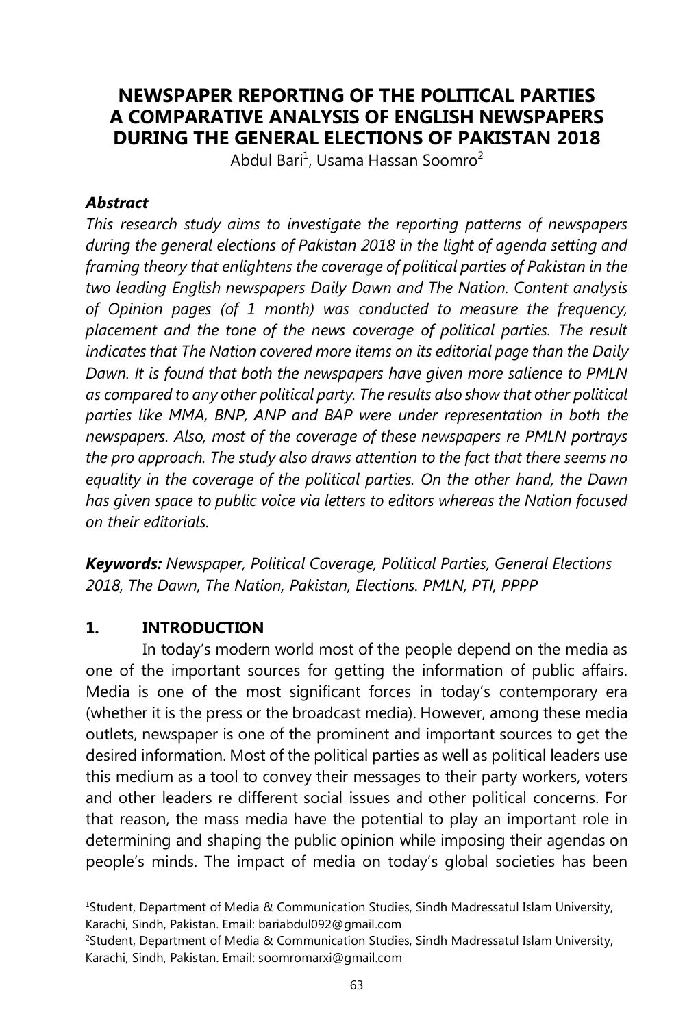# NEWSPAPER REPORTING OF THE POLITICAL PARTIES A COMPARATIVE ANALYSIS OF ENGLISH NEWSPAPERS DURING THE GENERAL ELECTIONS OF PAKISTAN 2018

Abdul Bari[1], Usama Hassan Soomro[2]

***Abstract***

*This research study aims to investigate the reporting patterns of newspapers during the general elections of Pakistan 2018 in the light of agenda setting and framing theory that enlightens the coverage of political parties of Pakistan in the two leading English newspapers Daily Dawn and The Nation. Content analysis of Opinion pages (of 1 month) was conducted to measure the frequency, placement and the tone of the news coverage of political parties. The result indicates that The Nation covered more items on its editorial page than the Daily Dawn. It is found that both the newspapers have given more salience to PMLN as compared to any other political party. The results also show that other political parties like MMA, BNP, ANP and BAP were under representation in both the newspapers. Also, most of the coverage of these newspapers re PMLN portrays the pro approach. The study also draws attention to the fact that there seems no equality in the coverage of the political parties. On the other hand, the Dawn has given space to public voice via letters to editors whereas the Nation focused on their editorials.*

***Keywords:*** *Newspaper, Political Coverage, Political Parties, General Elections 2018, The Dawn, The Nation, Pakistan, Elections. PMLN, PTI, PPPP*

## 1. INTRODUCTION

In today's modern world most of the people depend on the media as one of the important sources for getting the information of public affairs. Media is one of the most significant forces in today's contemporary era (whether it is the press or the broadcast media). However, among these media outlets, newspaper is one of the prominent and important sources to get the desired information. Most of the political parties as well as political leaders use this medium as a tool to convey their messages to their party workers, voters and other leaders re different social issues and other political concerns. For that reason, the mass media have the potential to play an important role in determining and shaping the public opinion while imposing their agendas on people's minds. The impact of media on today's global societies has been

[1]Student, Department of Media & Communication Studies, Sindh Madressatul Islam University, Karachi, Sindh, Pakistan. Email: bariabdul092@gmail.com

[2]Student, Department of Media & Communication Studies, Sindh Madressatul Islam University, Karachi, Sindh, Pakistan. Email: soomromarxi@gmail.com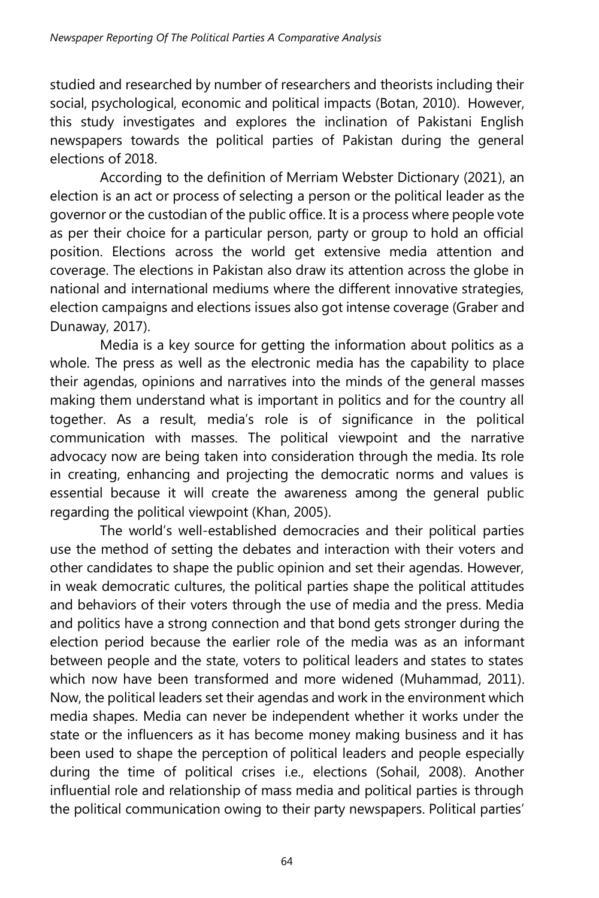studied and researched by number of researchers and theorists including their social, psychological, economic and political impacts (Botan, 2010). However, this study investigates and explores the inclination of Pakistani English newspapers towards the political parties of Pakistan during the general elections of 2018.

According to the definition of Merriam Webster Dictionary (2021), an election is an act or process of selecting a person or the political leader as the governor or the custodian of the public office. It is a process where people vote as per their choice for a particular person, party or group to hold an official position. Elections across the world get extensive media attention and coverage. The elections in Pakistan also draw its attention across the globe in national and international mediums where the different innovative strategies, election campaigns and elections issues also got intense coverage (Graber and Dunaway, 2017).

Media is a key source for getting the information about politics as a whole. The press as well as the electronic media has the capability to place their agendas, opinions and narratives into the minds of the general masses making them understand what is important in politics and for the country all together. As a result, media's role is of significance in the political communication with masses. The political viewpoint and the narrative advocacy now are being taken into consideration through the media. Its role in creating, enhancing and projecting the democratic norms and values is essential because it will create the awareness among the general public regarding the political viewpoint (Khan, 2005).

The world's well-established democracies and their political parties use the method of setting the debates and interaction with their voters and other candidates to shape the public opinion and set their agendas. However, in weak democratic cultures, the political parties shape the political attitudes and behaviors of their voters through the use of media and the press. Media and politics have a strong connection and that bond gets stronger during the election period because the earlier role of the media was as an informant between people and the state, voters to political leaders and states to states which now have been transformed and more widened (Muhammad, 2011). Now, the political leaders set their agendas and work in the environment which media shapes. Media can never be independent whether it works under the state or the influencers as it has become money making business and it has been used to shape the perception of political leaders and people especially during the time of political crises i.e., elections (Sohail, 2008). Another influential role and relationship of mass media and political parties is through the political communication owing to their party newspapers. Political parties'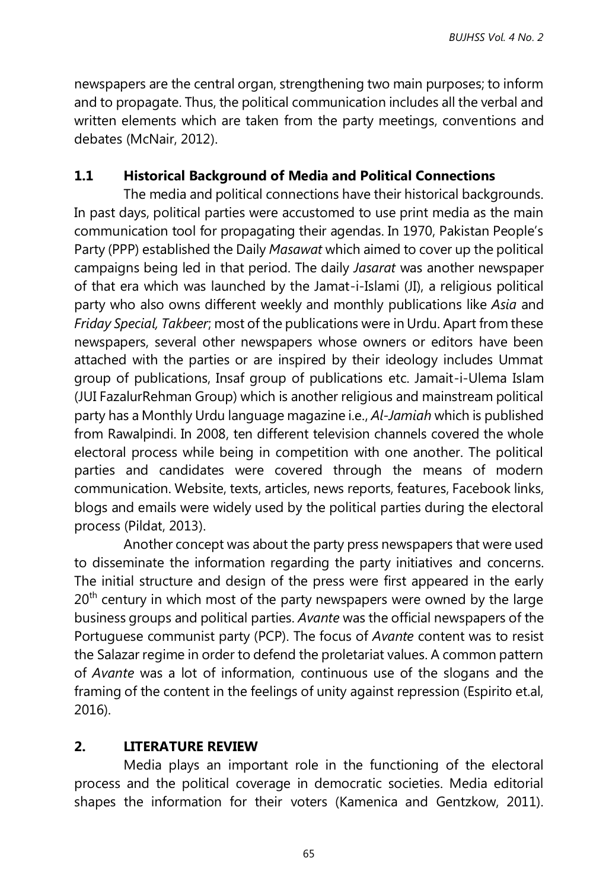newspapers are the central organ, strengthening two main purposes; to inform and to propagate. Thus, the political communication includes all the verbal and written elements which are taken from the party meetings, conventions and debates (McNair, 2012).

### 1.1 Historical Background of Media and Political Connections

The media and political connections have their historical backgrounds. In past days, political parties were accustomed to use print media as the main communication tool for propagating their agendas. In 1970, Pakistan People's Party (PPP) established the Daily *Masawat* which aimed to cover up the political campaigns being led in that period. The daily *Jasarat* was another newspaper of that era which was launched by the Jamat-i-Islami (JI), a religious political party who also owns different weekly and monthly publications like *Asia* and *Friday Special, Takbeer*; most of the publications were in Urdu. Apart from these newspapers, several other newspapers whose owners or editors have been attached with the parties or are inspired by their ideology includes Ummat group of publications, Insaf group of publications etc. Jamait-i-Ulema Islam (JUI FazalurRehman Group) which is another religious and mainstream political party has a Monthly Urdu language magazine i.e., *Al-Jamiah* which is published from Rawalpindi. In 2008, ten different television channels covered the whole electoral process while being in competition with one another. The political parties and candidates were covered through the means of modern communication. Website, texts, articles, news reports, features, Facebook links, blogs and emails were widely used by the political parties during the electoral process (Pildat, 2013).

Another concept was about the party press newspapers that were used to disseminate the information regarding the party initiatives and concerns. The initial structure and design of the press were first appeared in the early 20th century in which most of the party newspapers were owned by the large business groups and political parties. *Avante* was the official newspapers of the Portuguese communist party (PCP). The focus of *Avante* content was to resist the Salazar regime in order to defend the proletariat values. A common pattern of *Avante* was a lot of information, continuous use of the slogans and the framing of the content in the feelings of unity against repression (Espirito et.al, 2016).

## 2. LITERATURE REVIEW

Media plays an important role in the functioning of the electoral process and the political coverage in democratic societies. Media editorial shapes the information for their voters (Kamenica and Gentzkow, 2011).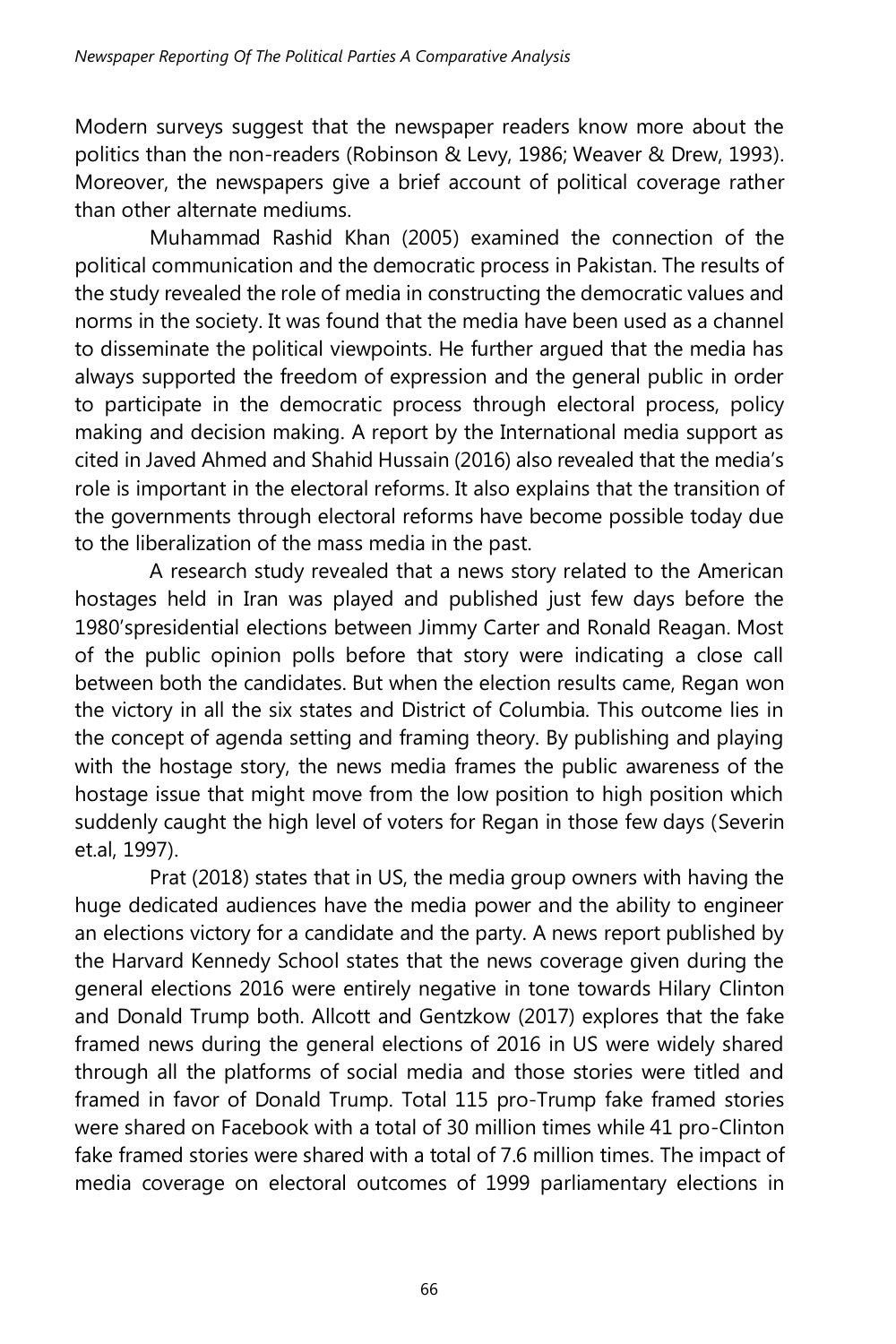Modern surveys suggest that the newspaper readers know more about the politics than the non-readers (Robinson & Levy, 1986; Weaver & Drew, 1993). Moreover, the newspapers give a brief account of political coverage rather than other alternate mediums.

Muhammad Rashid Khan (2005) examined the connection of the political communication and the democratic process in Pakistan. The results of the study revealed the role of media in constructing the democratic values and norms in the society. It was found that the media have been used as a channel to disseminate the political viewpoints. He further argued that the media has always supported the freedom of expression and the general public in order to participate in the democratic process through electoral process, policy making and decision making. A report by the International media support as cited in Javed Ahmed and Shahid Hussain (2016) also revealed that the media's role is important in the electoral reforms. It also explains that the transition of the governments through electoral reforms have become possible today due to the liberalization of the mass media in the past.

A research study revealed that a news story related to the American hostages held in Iran was played and published just few days before the 1980'spresidential elections between Jimmy Carter and Ronald Reagan. Most of the public opinion polls before that story were indicating a close call between both the candidates. But when the election results came, Regan won the victory in all the six states and District of Columbia. This outcome lies in the concept of agenda setting and framing theory. By publishing and playing with the hostage story, the news media frames the public awareness of the hostage issue that might move from the low position to high position which suddenly caught the high level of voters for Regan in those few days (Severin et.al, 1997).

Prat (2018) states that in US, the media group owners with having the huge dedicated audiences have the media power and the ability to engineer an elections victory for a candidate and the party. A news report published by the Harvard Kennedy School states that the news coverage given during the general elections 2016 were entirely negative in tone towards Hilary Clinton and Donald Trump both. Allcott and Gentzkow (2017) explores that the fake framed news during the general elections of 2016 in US were widely shared through all the platforms of social media and those stories were titled and framed in favor of Donald Trump. Total 115 pro-Trump fake framed stories were shared on Facebook with a total of 30 million times while 41 pro-Clinton fake framed stories were shared with a total of 7.6 million times. The impact of media coverage on electoral outcomes of 1999 parliamentary elections in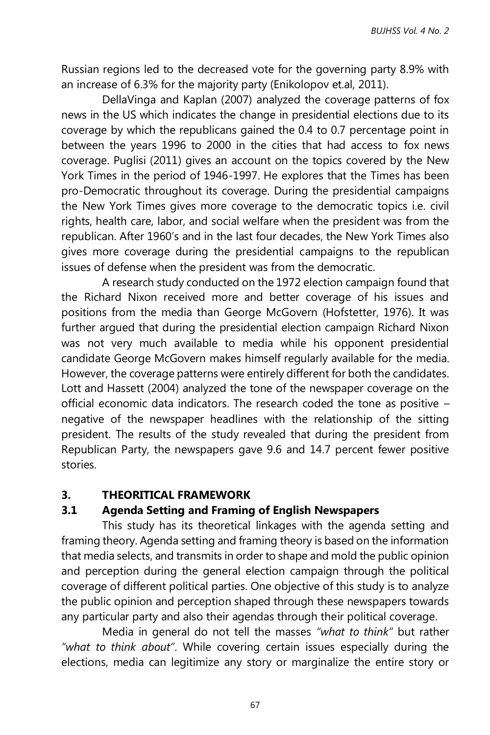Russian regions led to the decreased vote for the governing party 8.9% with an increase of 6.3% for the majority party (Enikolopov et.al, 2011).

DellaVinga and Kaplan (2007) analyzed the coverage patterns of fox news in the US which indicates the change in presidential elections due to its coverage by which the republicans gained the 0.4 to 0.7 percentage point in between the years 1996 to 2000 in the cities that had access to fox news coverage. Puglisi (2011) gives an account on the topics covered by the New York Times in the period of 1946-1997. He explores that the Times has been pro-Democratic throughout its coverage. During the presidential campaigns the New York Times gives more coverage to the democratic topics i.e. civil rights, health care, labor, and social welfare when the president was from the republican. After 1960's and in the last four decades, the New York Times also gives more coverage during the presidential campaigns to the republican issues of defense when the president was from the democratic.

A research study conducted on the 1972 election campaign found that the Richard Nixon received more and better coverage of his issues and positions from the media than George McGovern (Hofstetter, 1976). It was further argued that during the presidential election campaign Richard Nixon was not very much available to media while his opponent presidential candidate George McGovern makes himself regularly available for the media. However, the coverage patterns were entirely different for both the candidates. Lott and Hassett (2004) analyzed the tone of the newspaper coverage on the official economic data indicators. The research coded the tone as positive – negative of the newspaper headlines with the relationship of the sitting president. The results of the study revealed that during the president from Republican Party, the newspapers gave 9.6 and 14.7 percent fewer positive stories.

## 3. THEORITICAL FRAMEWORK

### 3.1 Agenda Setting and Framing of English Newspapers

This study has its theoretical linkages with the agenda setting and framing theory. Agenda setting and framing theory is based on the information that media selects, and transmits in order to shape and mold the public opinion and perception during the general election campaign through the political coverage of different political parties. One objective of this study is to analyze the public opinion and perception shaped through these newspapers towards any particular party and also their agendas through their political coverage.

Media in general do not tell the masses *"what to think"* but rather *"what to think about"*. While covering certain issues especially during the elections, media can legitimize any story or marginalize the entire story or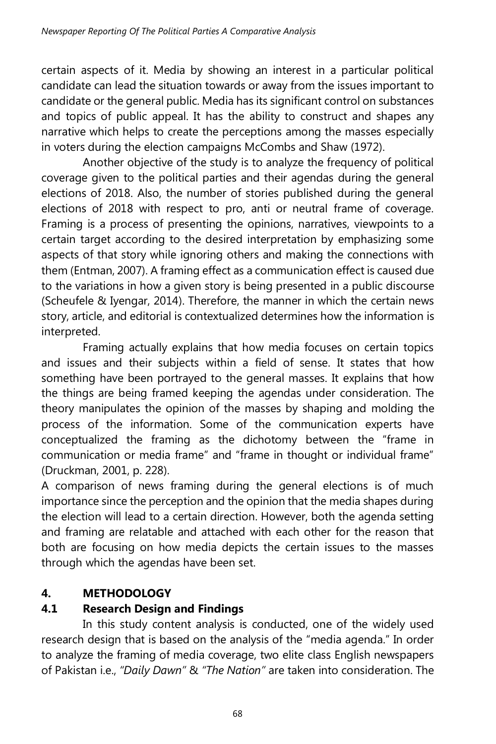certain aspects of it. Media by showing an interest in a particular political candidate can lead the situation towards or away from the issues important to candidate or the general public. Media has its significant control on substances and topics of public appeal. It has the ability to construct and shapes any narrative which helps to create the perceptions among the masses especially in voters during the election campaigns McCombs and Shaw (1972).

Another objective of the study is to analyze the frequency of political coverage given to the political parties and their agendas during the general elections of 2018. Also, the number of stories published during the general elections of 2018 with respect to pro, anti or neutral frame of coverage. Framing is a process of presenting the opinions, narratives, viewpoints to a certain target according to the desired interpretation by emphasizing some aspects of that story while ignoring others and making the connections with them (Entman, 2007). A framing effect as a communication effect is caused due to the variations in how a given story is being presented in a public discourse (Scheufele & Iyengar, 2014). Therefore, the manner in which the certain news story, article, and editorial is contextualized determines how the information is interpreted.

Framing actually explains that how media focuses on certain topics and issues and their subjects within a field of sense. It states that how something have been portrayed to the general masses. It explains that how the things are being framed keeping the agendas under consideration. The theory manipulates the opinion of the masses by shaping and molding the process of the information. Some of the communication experts have conceptualized the framing as the dichotomy between the "frame in communication or media frame" and "frame in thought or individual frame" (Druckman, 2001, p. 228).

A comparison of news framing during the general elections is of much importance since the perception and the opinion that the media shapes during the election will lead to a certain direction. However, both the agenda setting and framing are relatable and attached with each other for the reason that both are focusing on how media depicts the certain issues to the masses through which the agendas have been set.

## 4. METHODOLOGY

### 4.1 Research Design and Findings

In this study content analysis is conducted, one of the widely used research design that is based on the analysis of the "media agenda." In order to analyze the framing of media coverage, two elite class English newspapers of Pakistan i.e., *"Daily Dawn"* & *"The Nation"* are taken into consideration. The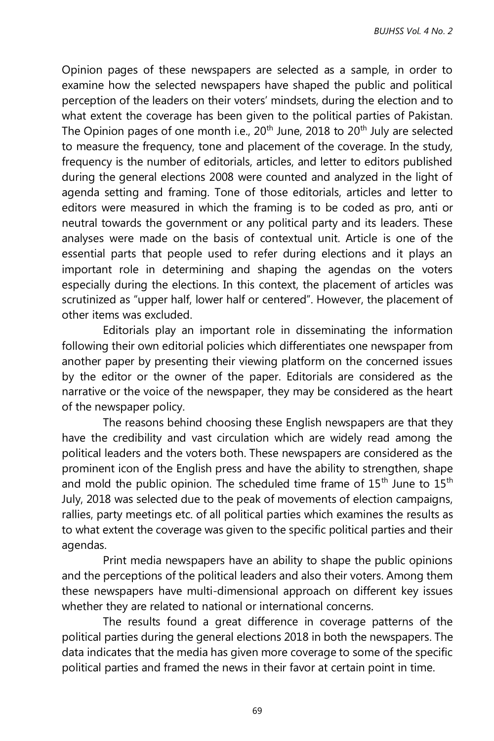Opinion pages of these newspapers are selected as a sample, in order to examine how the selected newspapers have shaped the public and political perception of the leaders on their voters' mindsets, during the election and to what extent the coverage has been given to the political parties of Pakistan. The Opinion pages of one month i.e., 20th June, 2018 to 20th July are selected to measure the frequency, tone and placement of the coverage. In the study, frequency is the number of editorials, articles, and letter to editors published during the general elections 2008 were counted and analyzed in the light of agenda setting and framing. Tone of those editorials, articles and letter to editors were measured in which the framing is to be coded as pro, anti or neutral towards the government or any political party and its leaders. These analyses were made on the basis of contextual unit. Article is one of the essential parts that people used to refer during elections and it plays an important role in determining and shaping the agendas on the voters especially during the elections. In this context, the placement of articles was scrutinized as "upper half, lower half or centered". However, the placement of other items was excluded.

Editorials play an important role in disseminating the information following their own editorial policies which differentiates one newspaper from another paper by presenting their viewing platform on the concerned issues by the editor or the owner of the paper. Editorials are considered as the narrative or the voice of the newspaper, they may be considered as the heart of the newspaper policy.

The reasons behind choosing these English newspapers are that they have the credibility and vast circulation which are widely read among the political leaders and the voters both. These newspapers are considered as the prominent icon of the English press and have the ability to strengthen, shape and mold the public opinion. The scheduled time frame of 15th June to 15th July, 2018 was selected due to the peak of movements of election campaigns, rallies, party meetings etc. of all political parties which examines the results as to what extent the coverage was given to the specific political parties and their agendas.

Print media newspapers have an ability to shape the public opinions and the perceptions of the political leaders and also their voters. Among them these newspapers have multi-dimensional approach on different key issues whether they are related to national or international concerns.

The results found a great difference in coverage patterns of the political parties during the general elections 2018 in both the newspapers. The data indicates that the media has given more coverage to some of the specific political parties and framed the news in their favor at certain point in time.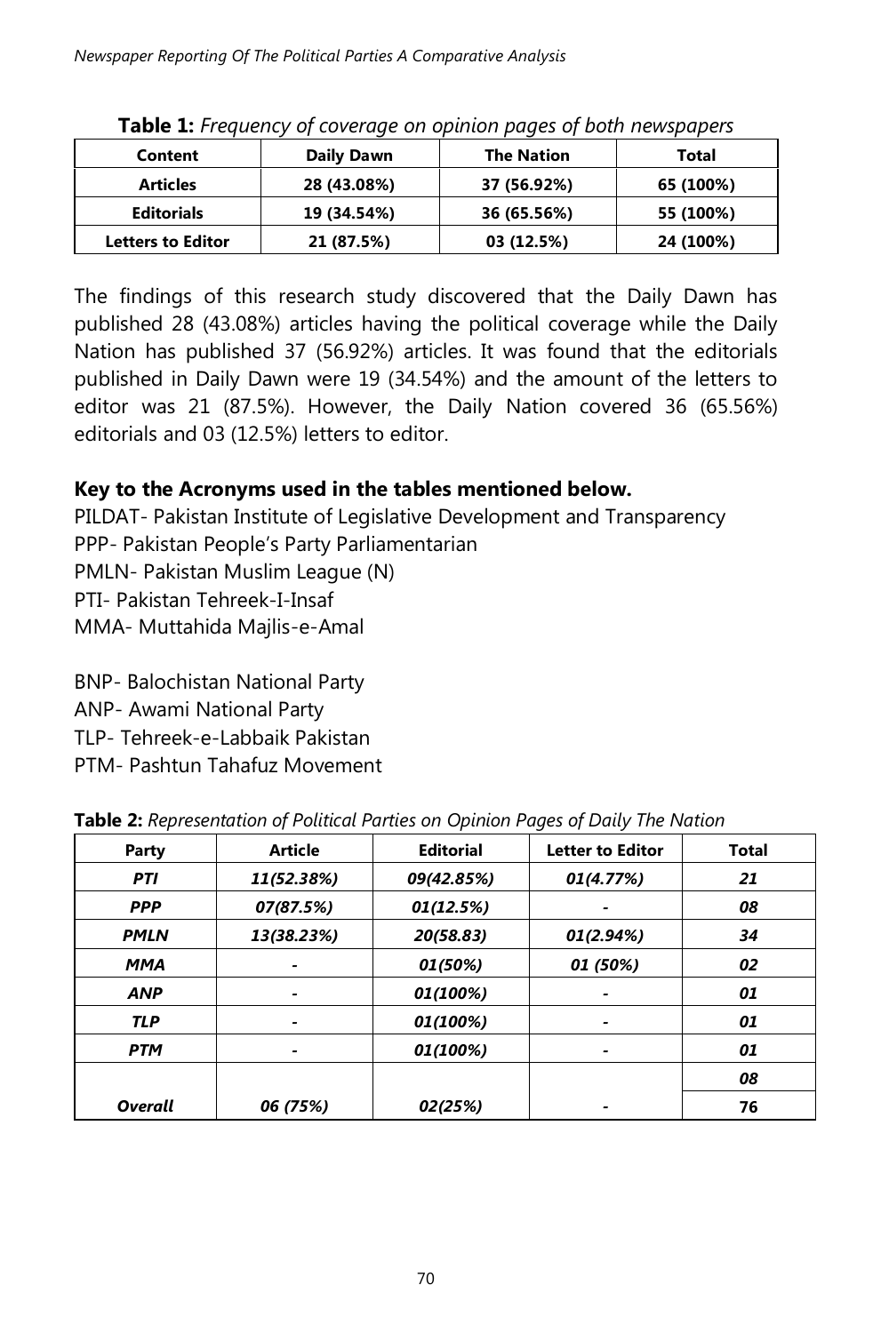**Table 1:** *Frequency of coverage on opinion pages of both newspapers*

| Content | Daily Dawn | The Nation | Total |
|---|---|---|---|
| Articles | 28 (43.08%) | 37 (56.92%) | 65 (100%) |
| Editorials | 19 (34.54%) | 36 (65.56%) | 55 (100%) |
| Letters to Editor | 21 (87.5%) | 03 (12.5%) | 24 (100%) |

The findings of this research study discovered that the Daily Dawn has published 28 (43.08%) articles having the political coverage while the Daily Nation has published 37 (56.92%) articles. It was found that the editorials published in Daily Dawn were 19 (34.54%) and the amount of the letters to editor was 21 (87.5%). However, the Daily Nation covered 36 (65.56%) editorials and 03 (12.5%) letters to editor.

### Key to the Acronyms used in the tables mentioned below.

PILDAT- Pakistan Institute of Legislative Development and Transparency
PPP- Pakistan People's Party Parliamentarian
PMLN- Pakistan Muslim League (N)
PTI- Pakistan Tehreek-I-Insaf
MMA- Muttahida Majlis-e-Amal

BNP- Balochistan National Party
ANP- Awami National Party
TLP- Tehreek-e-Labbaik Pakistan
PTM- Pashtun Tahafuz Movement

**Table 2:** *Representation of Political Parties on Opinion Pages of Daily The Nation*

| Party | Article | Editorial | Letter to Editor | Total |
|---|---|---|---|---|
| *PTI* | *11(52.38%)* | *09(42.85%)* | *01(4.77%)* | *21* |
| *PPP* | *07(87.5%)* | *01(12.5%)* | - | *08* |
| *PMLN* | *13(38.23%)* | *20(58.83)* | *01(2.94%)* | *34* |
| *MMA* | - | *01(50%)* | *01 (50%)* | *02* |
| *ANP* | - | *01(100%)* | - | *01* |
| *TLP* | - | *01(100%)* | - | *01* |
| *PTM* | - | *01(100%)* | - | *01* |
| | | | | *08* |
| *Overall* | *06 (75%)* | *02(25%)* | - | *76* |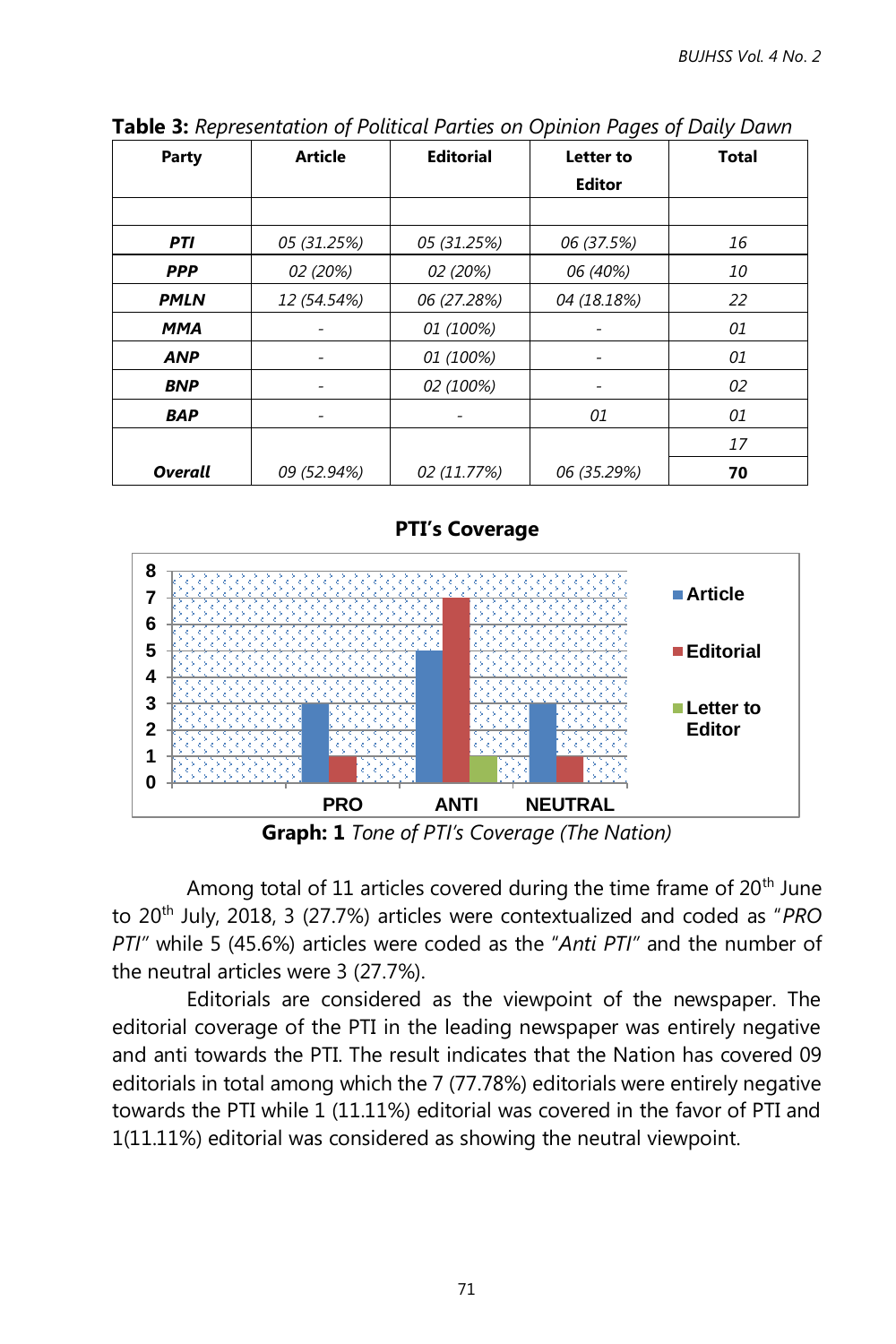**Table 3:** *Representation of Political Parties on Opinion Pages of Daily Dawn*

| Party | Article | Editorial | Letter to Editor | Total |
|---|---|---|---|---|
| | | | | |
| ***PTI*** | *05 (31.25%)* | *05 (31.25%)* | *06 (37.5%)* | *16* |
| ***PPP*** | *02 (20%)* | *02 (20%)* | *06 (40%)* | *10* |
| ***PMLN*** | *12 (54.54%)* | *06 (27.28%)* | *04 (18.18%)* | *22* |
| ***MMA*** | - | *01 (100%)* | - | *01* |
| ***ANP*** | - | *01 (100%)* | - | *01* |
| ***BNP*** | - | *02 (100%)* | - | *02* |
| ***BAP*** | - | - | *01* | *01* |
| | | | | *17* |
| ***Overall*** | *09 (52.94%)* | *02 (11.77%)* | *06 (35.29%)* | **70** |

**PTI's Coverage**

| | PRO | ANTI | NEUTRAL |
|---|---|---|---|
| Article | 3 | 5 | 3 |
| Editorial | 1 | 7 | 1 |
| Letter to Editor | | 1 | |

**Graph: 1** *Tone of PTI's Coverage (The Nation)*

Among total of 11 articles covered during the time frame of 20th June to 20th July, 2018, 3 (27.7%) articles were contextualized and coded as "*PRO PTI*" while 5 (45.6%) articles were coded as the "*Anti PTI*" and the number of the neutral articles were 3 (27.7%).

Editorials are considered as the viewpoint of the newspaper. The editorial coverage of the PTI in the leading newspaper was entirely negative and anti towards the PTI. The result indicates that the Nation has covered 09 editorials in total among which the 7 (77.78%) editorials were entirely negative towards the PTI while 1 (11.11%) editorial was covered in the favor of PTI and 1(11.11%) editorial was considered as showing the neutral viewpoint.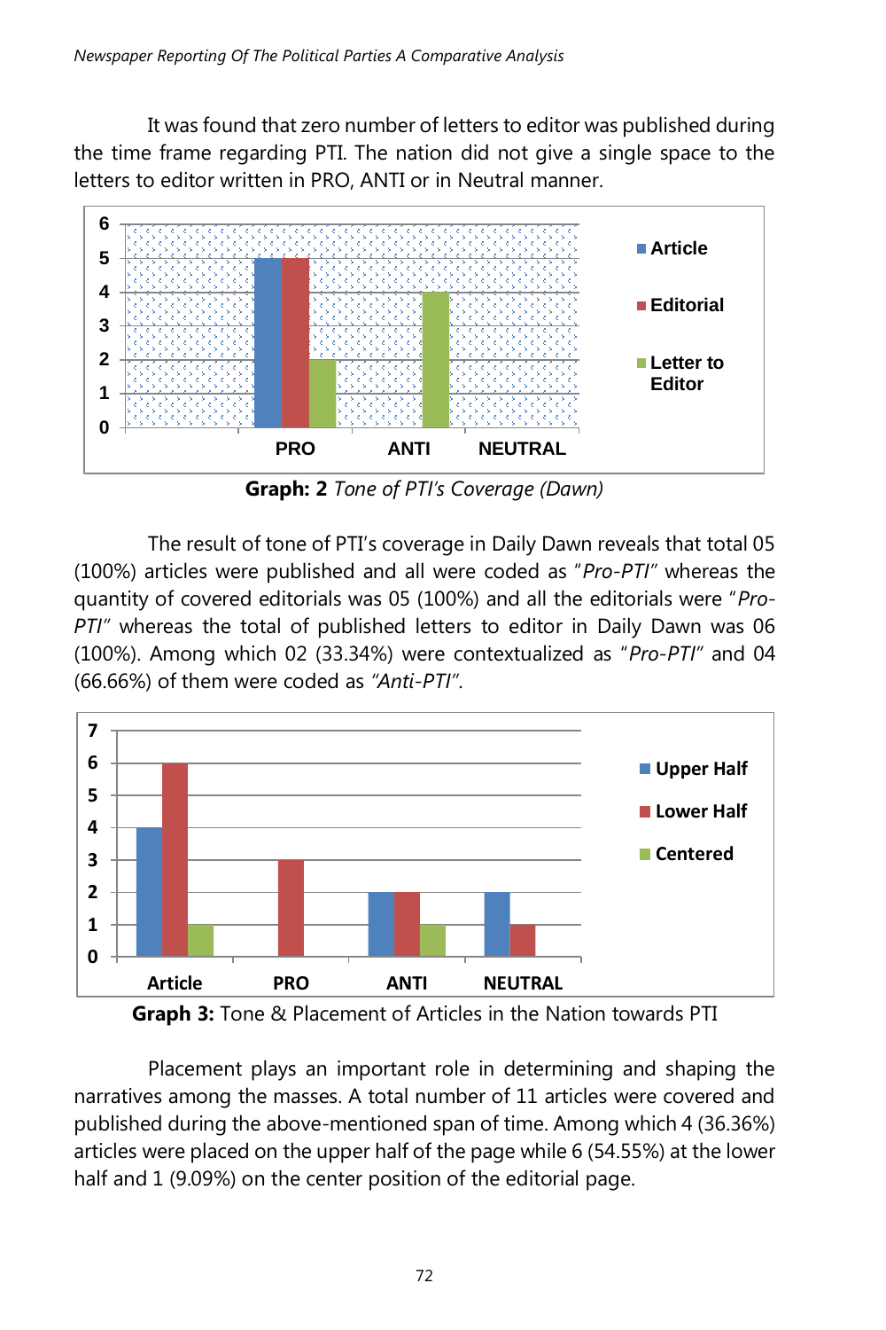It was found that zero number of letters to editor was published during the time frame regarding PTI. The nation did not give a single space to the letters to editor written in PRO, ANTI or in Neutral manner.

**Graph: 2** *Tone of PTI's Coverage (Dawn)*

The result of tone of PTI's coverage in Daily Dawn reveals that total 05 (100%) articles were published and all were coded as "*Pro-PTI*" whereas the quantity of covered editorials was 05 (100%) and all the editorials were "*Pro-PTI*" whereas the total of published letters to editor in Daily Dawn was 06 (100%). Among which 02 (33.34%) were contextualized as "*Pro-PTI*" and 04 (66.66%) of them were coded as *"Anti-PTI"*.

**Graph 3:** Tone & Placement of Articles in the Nation towards PTI

Placement plays an important role in determining and shaping the narratives among the masses. A total number of 11 articles were covered and published during the above-mentioned span of time. Among which 4 (36.36%) articles were placed on the upper half of the page while 6 (54.55%) at the lower half and 1 (9.09%) on the center position of the editorial page.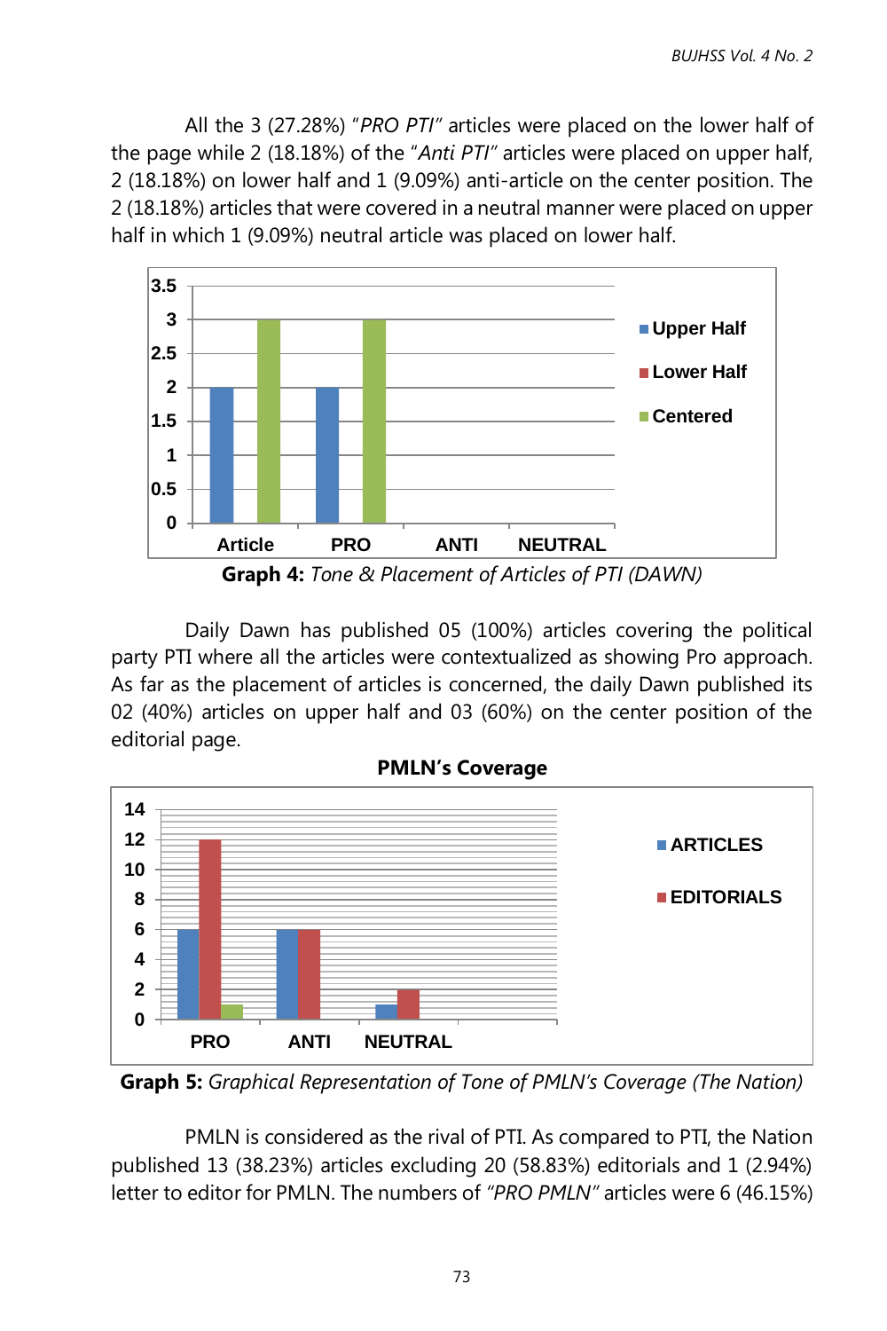All the 3 (27.28%) "*PRO PTI*" articles were placed on the lower half of the page while 2 (18.18%) of the "*Anti PTI*" articles were placed on upper half, 2 (18.18%) on lower half and 1 (9.09%) anti-article on the center position. The 2 (18.18%) articles that were covered in a neutral manner were placed on upper half in which 1 (9.09%) neutral article was placed on lower half.

**Graph 4:** *Tone & Placement of Articles of PTI (DAWN)*

Daily Dawn has published 05 (100%) articles covering the political party PTI where all the articles were contextualized as showing Pro approach. As far as the placement of articles is concerned, the daily Dawn published its 02 (40%) articles on upper half and 03 (60%) on the center position of the editorial page.

**PMLN's Coverage**

**Graph 5:** *Graphical Representation of Tone of PMLN's Coverage (The Nation)*

PMLN is considered as the rival of PTI. As compared to PTI, the Nation published 13 (38.23%) articles excluding 20 (58.83%) editorials and 1 (2.94%) letter to editor for PMLN. The numbers of "*PRO PMLN*" articles were 6 (46.15%)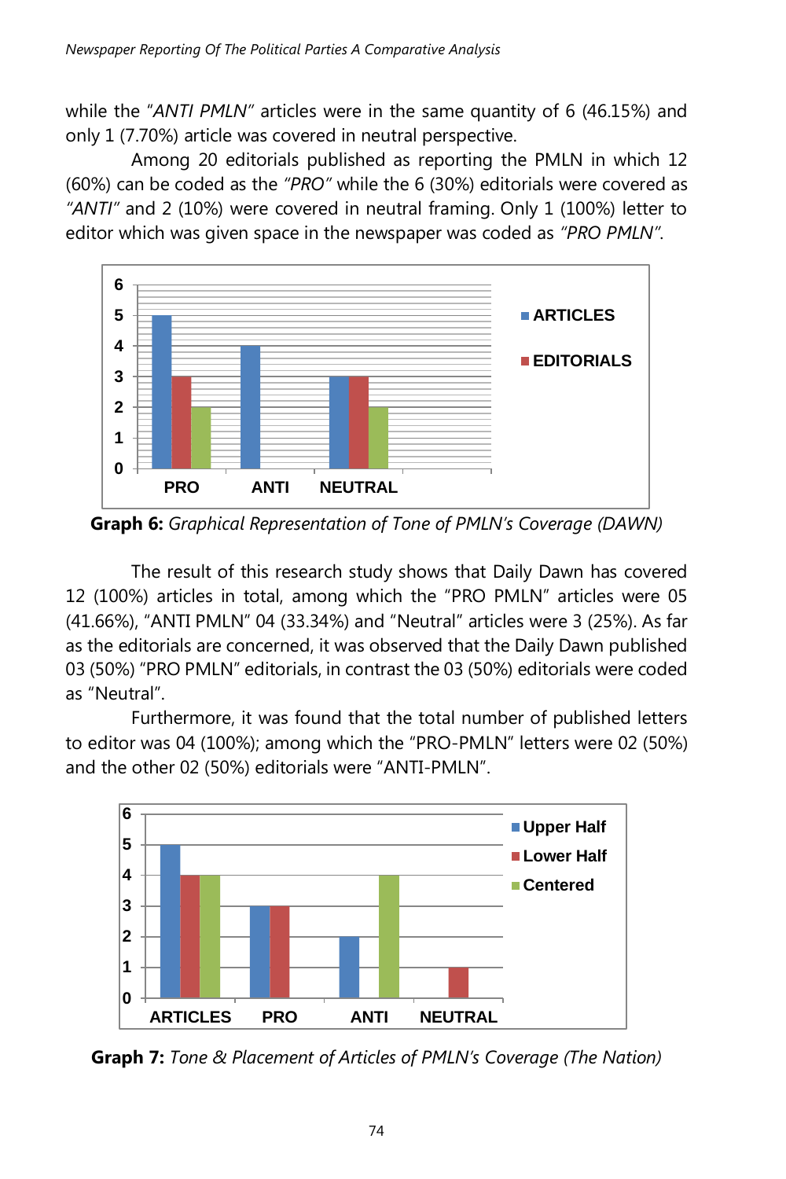while the *"ANTI PMLN"* articles were in the same quantity of 6 (46.15%) and only 1 (7.70%) article was covered in neutral perspective.

Among 20 editorials published as reporting the PMLN in which 12 (60%) can be coded as the *"PRO"* while the 6 (30%) editorials were covered as *"ANTI"* and 2 (10%) were covered in neutral framing. Only 1 (100%) letter to editor which was given space in the newspaper was coded as *"PRO PMLN"*.

**Graph 6:** *Graphical Representation of Tone of PMLN's Coverage (DAWN)*

The result of this research study shows that Daily Dawn has covered 12 (100%) articles in total, among which the "PRO PMLN" articles were 05 (41.66%), "ANTI PMLN" 04 (33.34%) and "Neutral" articles were 3 (25%). As far as the editorials are concerned, it was observed that the Daily Dawn published 03 (50%) "PRO PMLN" editorials, in contrast the 03 (50%) editorials were coded as "Neutral".

Furthermore, it was found that the total number of published letters to editor was 04 (100%); among which the "PRO-PMLN" letters were 02 (50%) and the other 02 (50%) editorials were "ANTI-PMLN".

**Graph 7:** *Tone & Placement of Articles of PMLN's Coverage (The Nation)*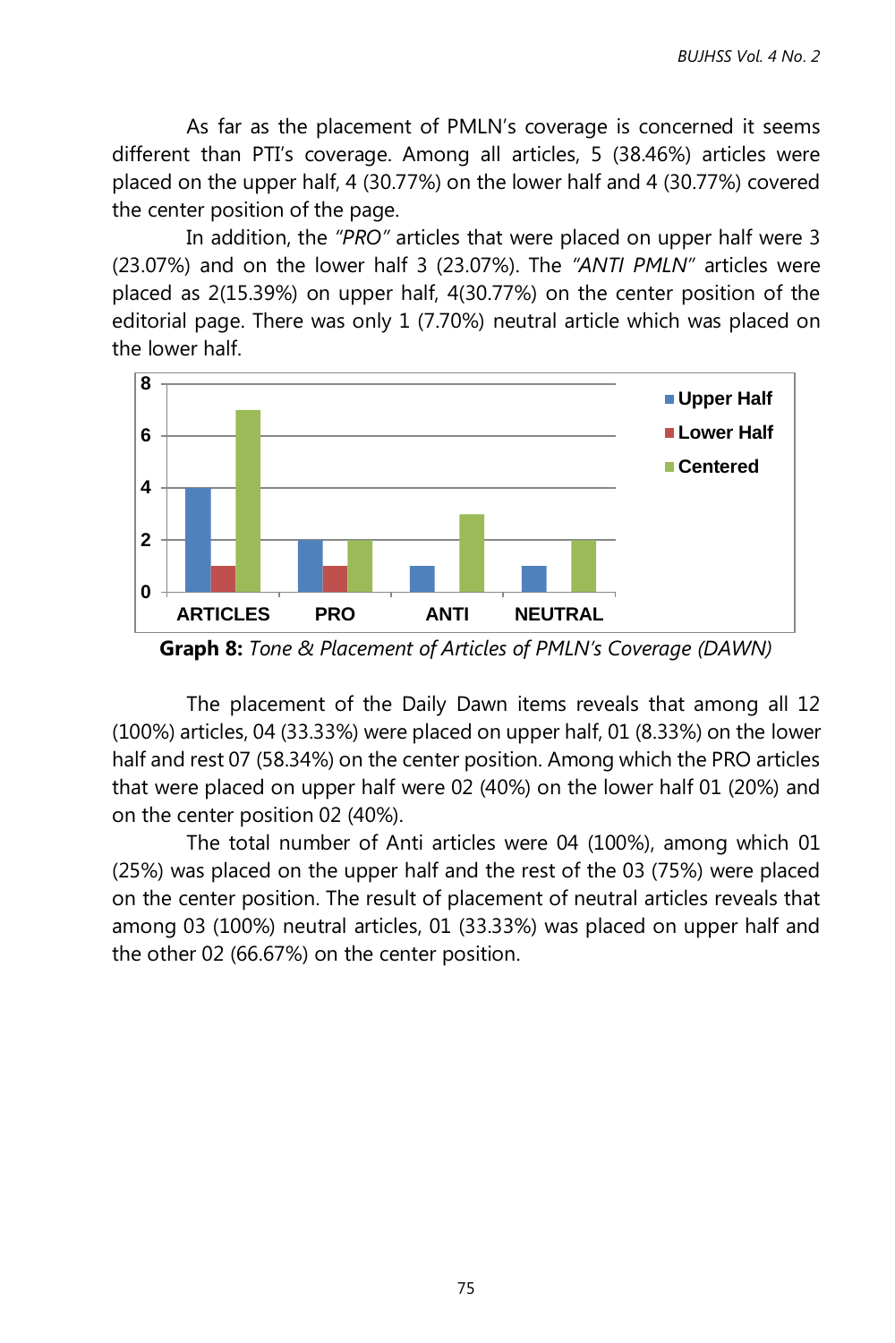As far as the placement of PMLN's coverage is concerned it seems different than PTI's coverage. Among all articles, 5 (38.46%) articles were placed on the upper half, 4 (30.77%) on the lower half and 4 (30.77%) covered the center position of the page.

In addition, the *"PRO"* articles that were placed on upper half were 3 (23.07%) and on the lower half 3 (23.07%). The *"ANTI PMLN"* articles were placed as 2(15.39%) on upper half, 4(30.77%) on the center position of the editorial page. There was only 1 (7.70%) neutral article which was placed on the lower half.

**Graph 8:** *Tone & Placement of Articles of PMLN's Coverage (DAWN)*

The placement of the Daily Dawn items reveals that among all 12 (100%) articles, 04 (33.33%) were placed on upper half, 01 (8.33%) on the lower half and rest 07 (58.34%) on the center position. Among which the PRO articles that were placed on upper half were 02 (40%) on the lower half 01 (20%) and on the center position 02 (40%).

The total number of Anti articles were 04 (100%), among which 01 (25%) was placed on the upper half and the rest of the 03 (75%) were placed on the center position. The result of placement of neutral articles reveals that among 03 (100%) neutral articles, 01 (33.33%) was placed on upper half and the other 02 (66.67%) on the center position.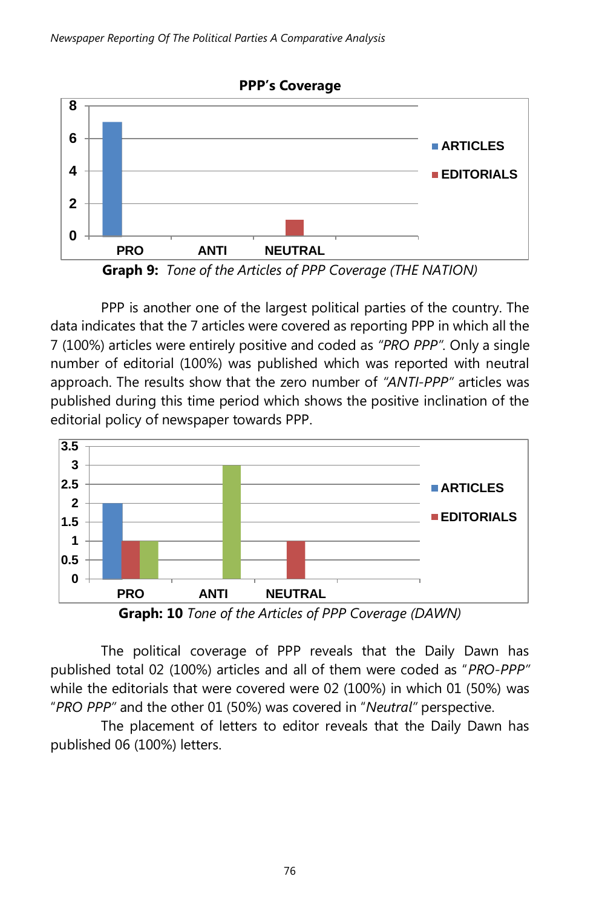**PPP's Coverage**

**Graph 9:** *Tone of the Articles of PPP Coverage (THE NATION)*

PPP is another one of the largest political parties of the country. The data indicates that the 7 articles were covered as reporting PPP in which all the 7 (100%) articles were entirely positive and coded as *"PRO PPP"*. Only a single number of editorial (100%) was published which was reported with neutral approach. The results show that the zero number of *"ANTI-PPP"* articles was published during this time period which shows the positive inclination of the editorial policy of newspaper towards PPP.

**Graph: 10** *Tone of the Articles of PPP Coverage (DAWN)*

The political coverage of PPP reveals that the Daily Dawn has published total 02 (100%) articles and all of them were coded as "*PRO-PPP*" while the editorials that were covered were 02 (100%) in which 01 (50%) was "*PRO PPP*" and the other 01 (50%) was covered in "*Neutral*" perspective.

The placement of letters to editor reveals that the Daily Dawn has published 06 (100%) letters.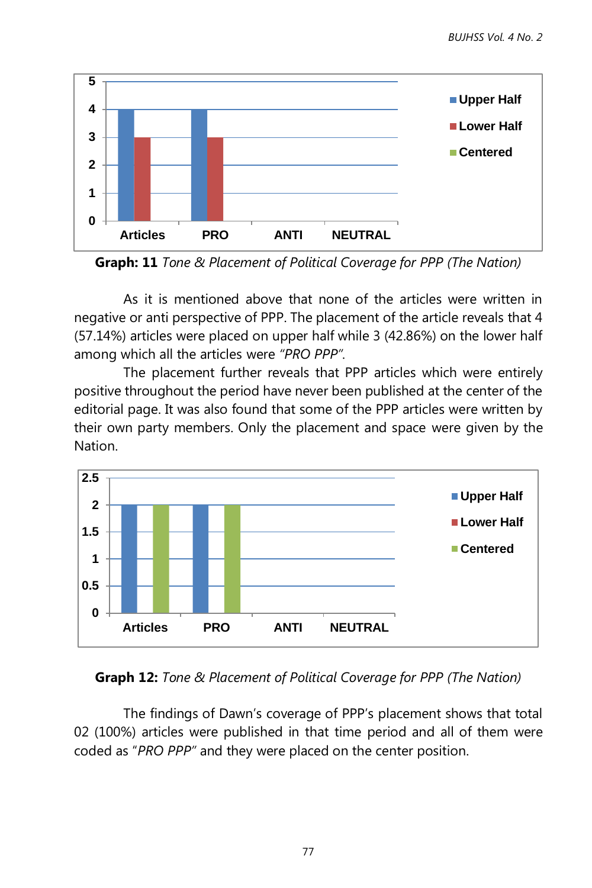**Graph: 11** *Tone & Placement of Political Coverage for PPP (The Nation)*

As it is mentioned above that none of the articles were written in negative or anti perspective of PPP. The placement of the article reveals that 4 (57.14%) articles were placed on upper half while 3 (42.86%) on the lower half among which all the articles were *"PRO PPP"*.

The placement further reveals that PPP articles which were entirely positive throughout the period have never been published at the center of the editorial page. It was also found that some of the PPP articles were written by their own party members. Only the placement and space were given by the Nation.

**Graph 12:** *Tone & Placement of Political Coverage for PPP (The Nation)*

The findings of Dawn's coverage of PPP's placement shows that total 02 (100%) articles were published in that time period and all of them were coded as "*PRO PPP*" and they were placed on the center position.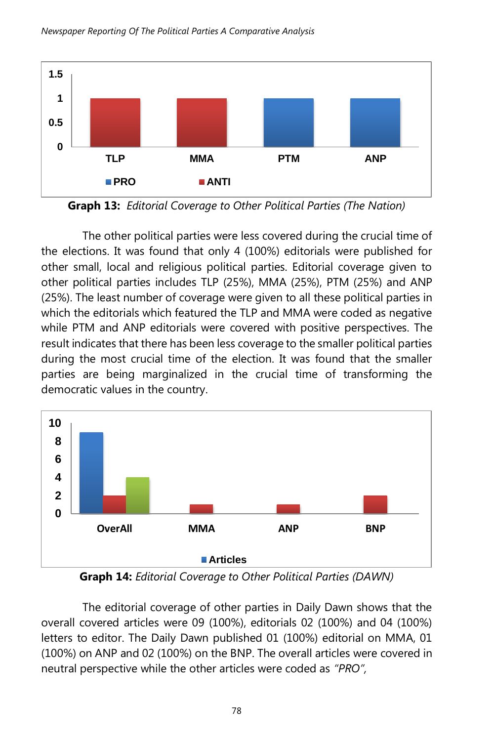**Graph 13:** *Editorial Coverage to Other Political Parties (The Nation)*

The other political parties were less covered during the crucial time of the elections. It was found that only 4 (100%) editorials were published for other small, local and religious political parties. Editorial coverage given to other political parties includes TLP (25%), MMA (25%), PTM (25%) and ANP (25%). The least number of coverage were given to all these political parties in which the editorials which featured the TLP and MMA were coded as negative while PTM and ANP editorials were covered with positive perspectives. The result indicates that there has been less coverage to the smaller political parties during the most crucial time of the election. It was found that the smaller parties are being marginalized in the crucial time of transforming the democratic values in the country.

**Graph 14:** *Editorial Coverage to Other Political Parties (DAWN)*

The editorial coverage of other parties in Daily Dawn shows that the overall covered articles were 09 (100%), editorials 02 (100%) and 04 (100%) letters to editor. The Daily Dawn published 01 (100%) editorial on MMA, 01 (100%) on ANP and 02 (100%) on the BNP. The overall articles were covered in neutral perspective while the other articles were coded as *"PRO",*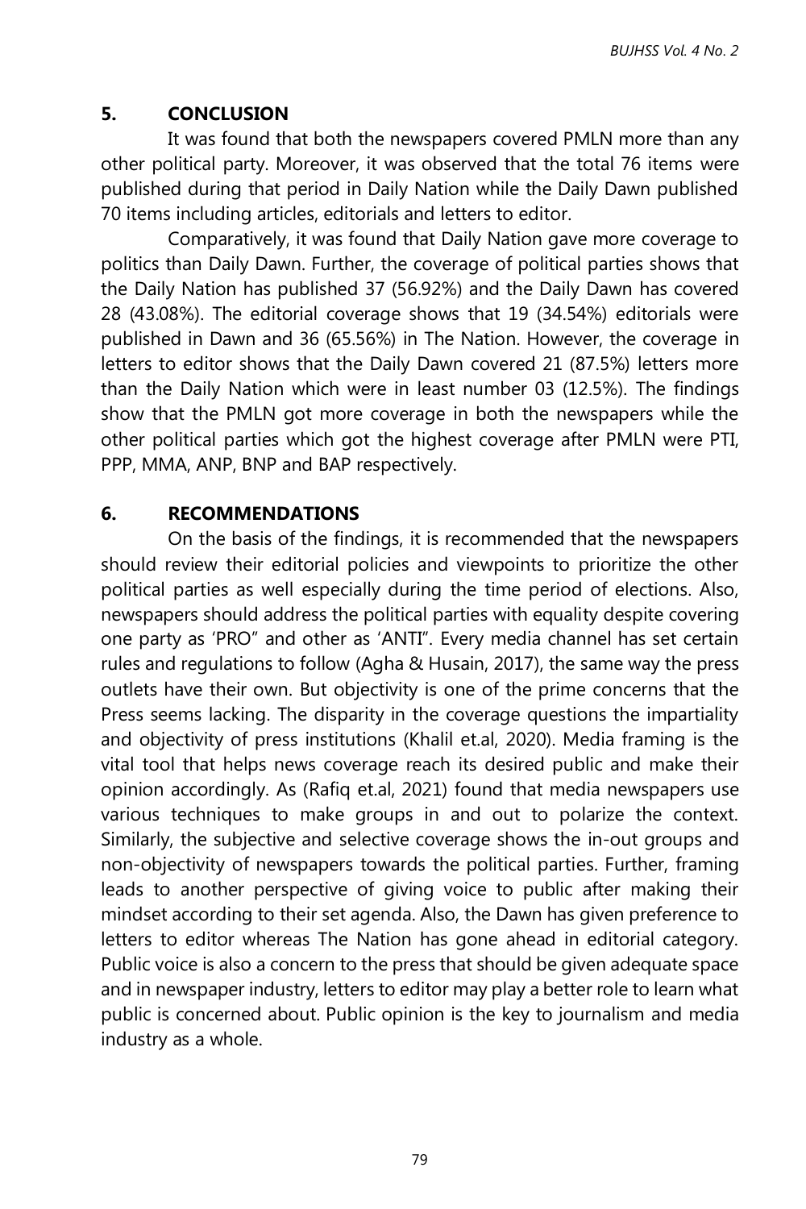## 5. CONCLUSION

It was found that both the newspapers covered PMLN more than any other political party. Moreover, it was observed that the total 76 items were published during that period in Daily Nation while the Daily Dawn published 70 items including articles, editorials and letters to editor.

Comparatively, it was found that Daily Nation gave more coverage to politics than Daily Dawn. Further, the coverage of political parties shows that the Daily Nation has published 37 (56.92%) and the Daily Dawn has covered 28 (43.08%). The editorial coverage shows that 19 (34.54%) editorials were published in Dawn and 36 (65.56%) in The Nation. However, the coverage in letters to editor shows that the Daily Dawn covered 21 (87.5%) letters more than the Daily Nation which were in least number 03 (12.5%). The findings show that the PMLN got more coverage in both the newspapers while the other political parties which got the highest coverage after PMLN were PTI, PPP, MMA, ANP, BNP and BAP respectively.

## 6. RECOMMENDATIONS

On the basis of the findings, it is recommended that the newspapers should review their editorial policies and viewpoints to prioritize the other political parties as well especially during the time period of elections. Also, newspapers should address the political parties with equality despite covering one party as 'PRO" and other as 'ANTI". Every media channel has set certain rules and regulations to follow (Agha & Husain, 2017), the same way the press outlets have their own. But objectivity is one of the prime concerns that the Press seems lacking. The disparity in the coverage questions the impartiality and objectivity of press institutions (Khalil et.al, 2020). Media framing is the vital tool that helps news coverage reach its desired public and make their opinion accordingly. As (Rafiq et.al, 2021) found that media newspapers use various techniques to make groups in and out to polarize the context. Similarly, the subjective and selective coverage shows the in-out groups and non-objectivity of newspapers towards the political parties. Further, framing leads to another perspective of giving voice to public after making their mindset according to their set agenda. Also, the Dawn has given preference to letters to editor whereas The Nation has gone ahead in editorial category. Public voice is also a concern to the press that should be given adequate space and in newspaper industry, letters to editor may play a better role to learn what public is concerned about. Public opinion is the key to journalism and media industry as a whole.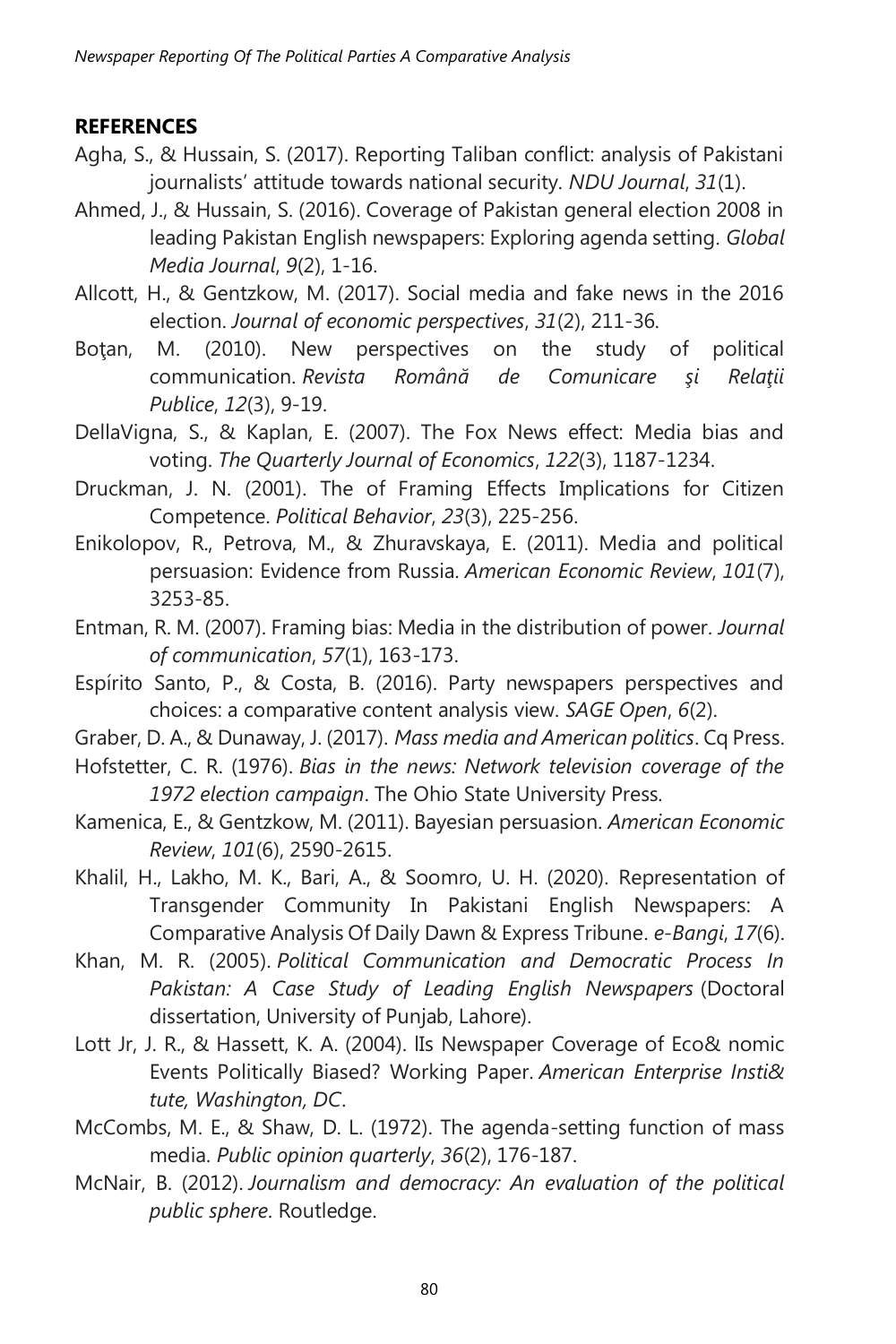## REFERENCES

Agha, S., & Hussain, S. (2017). Reporting Taliban conflict: analysis of Pakistani journalists' attitude towards national security. *NDU Journal*, *31*(1).

Ahmed, J., & Hussain, S. (2016). Coverage of Pakistan general election 2008 in leading Pakistan English newspapers: Exploring agenda setting. *Global Media Journal*, *9*(2), 1-16.

Allcott, H., & Gentzkow, M. (2017). Social media and fake news in the 2016 election. *Journal of economic perspectives*, *31*(2), 211-36.

Boţan, M. (2010). New perspectives on the study of political communication. *Revista Română de Comunicare şi Relaţii Publice*, *12*(3), 9-19.

DellaVigna, S., & Kaplan, E. (2007). The Fox News effect: Media bias and voting. *The Quarterly Journal of Economics*, *122*(3), 1187-1234.

Druckman, J. N. (2001). The of Framing Effects Implications for Citizen Competence. *Political Behavior*, *23*(3), 225-256.

Enikolopov, R., Petrova, M., & Zhuravskaya, E. (2011). Media and political persuasion: Evidence from Russia. *American Economic Review*, *101*(7), 3253-85.

Entman, R. M. (2007). Framing bias: Media in the distribution of power. *Journal of communication*, *57*(1), 163-173.

Espírito Santo, P., & Costa, B. (2016). Party newspapers perspectives and choices: a comparative content analysis view. *SAGE Open*, *6*(2).

Graber, D. A., & Dunaway, J. (2017). *Mass media and American politics*. Cq Press.

Hofstetter, C. R. (1976). *Bias in the news: Network television coverage of the 1972 election campaign*. The Ohio State University Press.

Kamenica, E., & Gentzkow, M. (2011). Bayesian persuasion. *American Economic Review*, *101*(6), 2590-2615.

Khalil, H., Lakho, M. K., Bari, A., & Soomro, U. H. (2020). Representation of Transgender Community In Pakistani English Newspapers: A Comparative Analysis Of Daily Dawn & Express Tribune. *e-Bangi*, *17*(6).

Khan, M. R. (2005). *Political Communication and Democratic Process In Pakistan: A Case Study of Leading English Newspapers* (Doctoral dissertation, University of Punjab, Lahore).

Lott Jr, J. R., & Hassett, K. A. (2004). lIs Newspaper Coverage of Eco& nomic Events Politically Biased? Working Paper. *American Enterprise Insti& tute, Washington, DC*.

McCombs, M. E., & Shaw, D. L. (1972). The agenda-setting function of mass media. *Public opinion quarterly*, *36*(2), 176-187.

McNair, B. (2012). *Journalism and democracy: An evaluation of the political public sphere*. Routledge.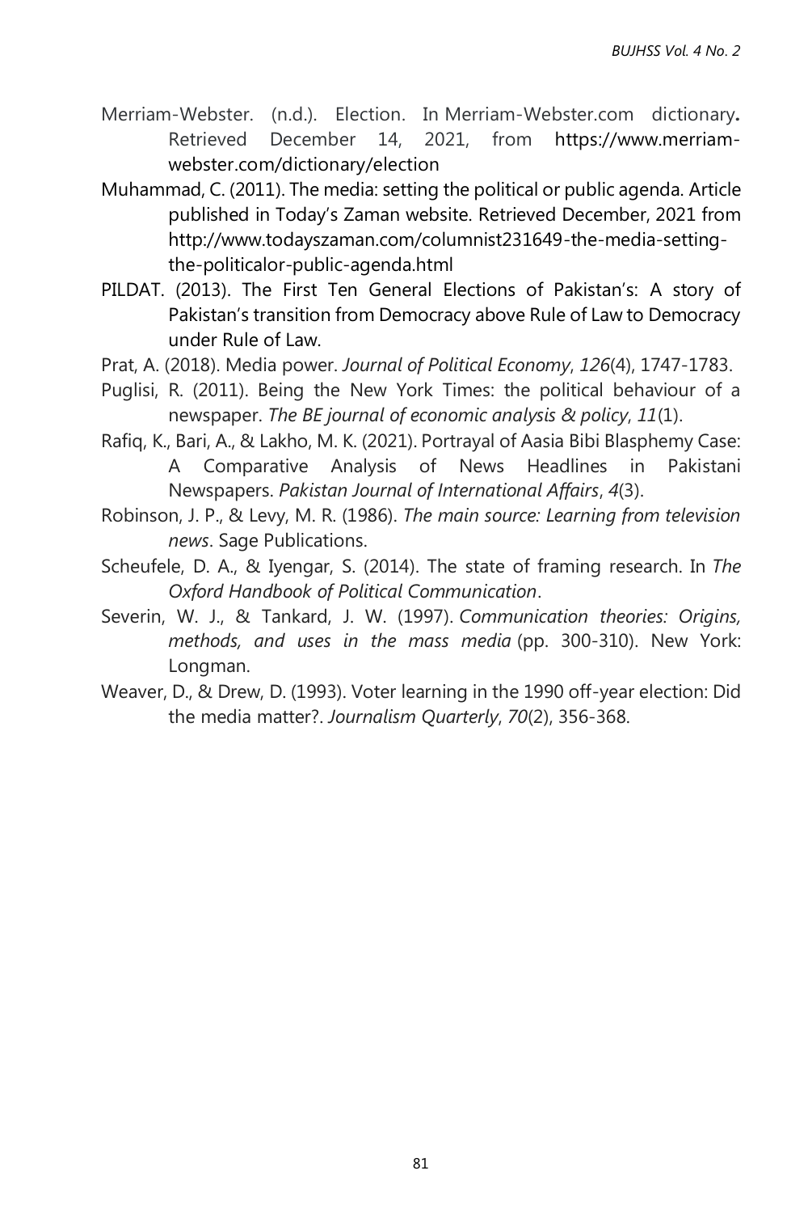Merriam-Webster. (n.d.). Election. In Merriam-Webster.com dictionary**.** Retrieved December 14, 2021, from https://www.merriam-webster.com/dictionary/election

Muhammad, C. (2011). The media: setting the political or public agenda. Article published in Today's Zaman website. Retrieved December, 2021 from http://www.todayszaman.com/columnist231649-the-media-setting-the-politicalor-public-agenda.html

PILDAT. (2013). The First Ten General Elections of Pakistan's: A story of Pakistan's transition from Democracy above Rule of Law to Democracy under Rule of Law.

Prat, A. (2018). Media power. *Journal of Political Economy*, *126*(4), 1747-1783.

Puglisi, R. (2011). Being the New York Times: the political behaviour of a newspaper. *The BE journal of economic analysis & policy*, *11*(1).

Rafiq, K., Bari, A., & Lakho, M. K. (2021). Portrayal of Aasia Bibi Blasphemy Case: A Comparative Analysis of News Headlines in Pakistani Newspapers. *Pakistan Journal of International Affairs*, *4*(3).

Robinson, J. P., & Levy, M. R. (1986). *The main source: Learning from television news*. Sage Publications.

Scheufele, D. A., & Iyengar, S. (2014). The state of framing research. In *The Oxford Handbook of Political Communication*.

Severin, W. J., & Tankard, J. W. (1997). *Communication theories: Origins, methods, and uses in the mass media* (pp. 300-310). New York: Longman.

Weaver, D., & Drew, D. (1993). Voter learning in the 1990 off-year election: Did the media matter?. *Journalism Quarterly*, *70*(2), 356-368.